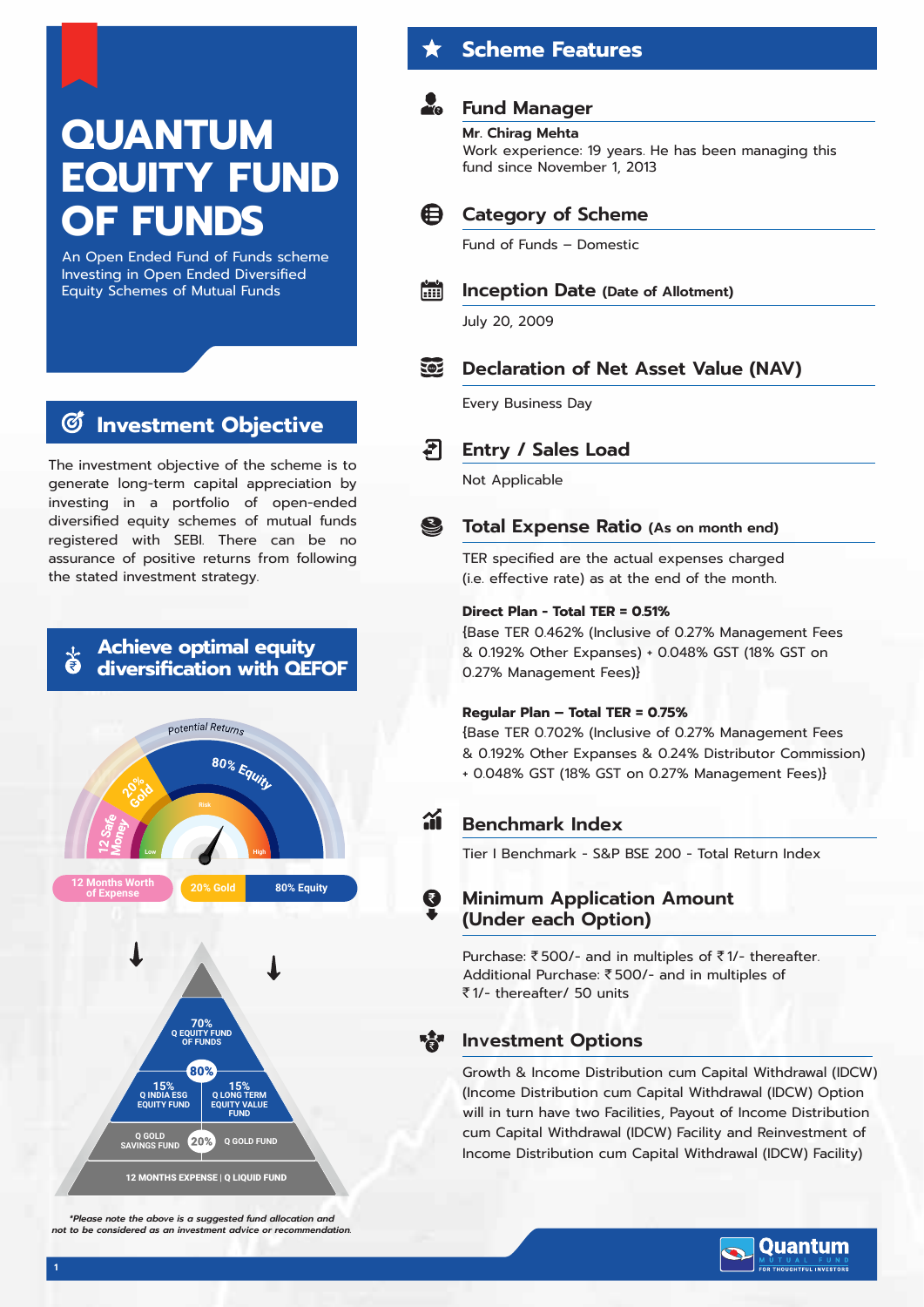# QUANTUM EQUITY FUND OF FUNDS

An Open Ended Fund of Funds scheme Investing in Open Ended Diversified Equity Schemes of Mutual Funds

## Investment Objective

The investment objective of the scheme is to generate long-term capital appreciation by investing in a portfolio of open-ended diversified equity schemes of mutual funds registered with SEBI. There can be no assurance of positive returns from following the stated investment strategy.

## Achieve optimal equity diversification with QEFOF

Potential Returns

80% Equity | 20% Gold | 12 Safe Money

Risk: Low – High

12 Months Worth of Expense | 20% Gold | 80% Equity

80%:
- 70% Q EQUITY FUND OF FUNDS
- 15% Q INDIA ESG EQUITY FUND
- 15% Q LONG TERM EQUITY VALUE FUND

20%:
- Q GOLD SAVINGS FUND
- Q GOLD FUND

12 MONTHS EXPENSE | Q LIQUID FUND

*\*Please note the above is a suggested fund allocation and not to be considered as an investment advice or recommendation.*

## Scheme Features

### Fund Manager

**Mr. Chirag Mehta**
Work experience: 19 years. He has been managing this fund since November 1, 2013

### Category of Scheme

Fund of Funds – Domestic

### Inception Date (Date of Allotment)

July 20, 2009

### Declaration of Net Asset Value (NAV)

Every Business Day

### Entry / Sales Load

Not Applicable

### Total Expense Ratio (As on month end)

TER specified are the actual expenses charged (i.e. effective rate) as at the end of the month.

**Direct Plan - Total TER = 0.51%**
{Base TER 0.462% (Inclusive of 0.27% Management Fees & 0.192% Other Expanses) + 0.048% GST (18% GST on 0.27% Management Fees)}

**Regular Plan – Total TER = 0.75%**
{Base TER 0.702% (Inclusive of 0.27% Management Fees & 0.192% Other Expanses & 0.24% Distributor Commission) + 0.048% GST (18% GST on 0.27% Management Fees)}

### Benchmark Index

Tier I Benchmark - S&P BSE 200 - Total Return Index

### Minimum Application Amount (Under each Option)

Purchase: ₹500/- and in multiples of ₹1/- thereafter.
Additional Purchase: ₹500/- and in multiples of ₹1/- thereafter/ 50 units

### Investment Options

Growth & Income Distribution cum Capital Withdrawal (IDCW) (Income Distribution cum Capital Withdrawal (IDCW) Option will in turn have two Facilities, Payout of Income Distribution cum Capital Withdrawal (IDCW) Facility and Reinvestment of Income Distribution cum Capital Withdrawal (IDCW) Facility)

Quantum MUTUAL FUND – FOR THOUGHTFUL INVESTORS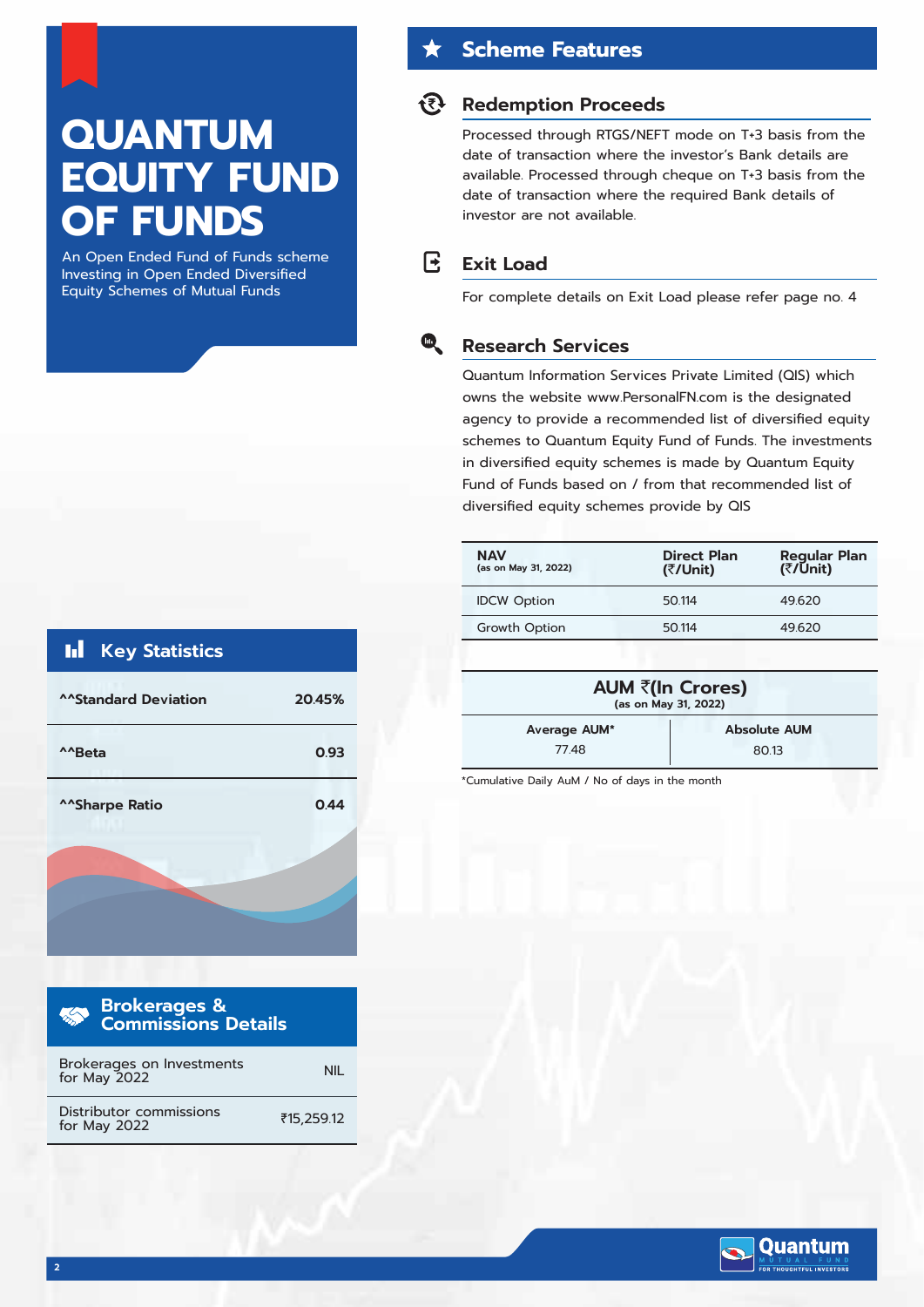# QUANTUM EQUITY FUND OF FUNDS

An Open Ended Fund of Funds scheme Investing in Open Ended Diversified Equity Schemes of Mutual Funds

## Key Statistics

| | |
|---|---|
| ^^Standard Deviation | 20.45% |
| ^^Beta | 0.93 |
| ^^Sharpe Ratio | 0.44 |

## Brokerages & Commissions Details

| | |
|---|---|
| Brokerages on Investments for May 2022 | NIL |
| Distributor commissions for May 2022 | ₹15,259.12 |

## Scheme Features

### Redemption Proceeds

Processed through RTGS/NEFT mode on T+3 basis from the date of transaction where the investor's Bank details are available. Processed through cheque on T+3 basis from the date of transaction where the required Bank details of investor are not available.

### Exit Load

For complete details on Exit Load please refer page no. 4

### Research Services

Quantum Information Services Private Limited (QIS) which owns the website www.PersonalFN.com is the designated agency to provide a recommended list of diversified equity schemes to Quantum Equity Fund of Funds. The investments in diversified equity schemes is made by Quantum Equity Fund of Funds based on / from that recommended list of diversified equity schemes provide by QIS

| NAV (as on May 31, 2022) | Direct Plan (₹/Unit) | Regular Plan (₹/Unit) |
|---|---|---|
| IDCW Option | 50.114 | 49.620 |
| Growth Option | 50.114 | 49.620 |

| AUM ₹(In Crores) (as on May 31, 2022) | |
|---|---|
| Average AUM* | Absolute AUM |
| 77.48 | 80.13 |

*Cumulative Daily AuM / No of days in the month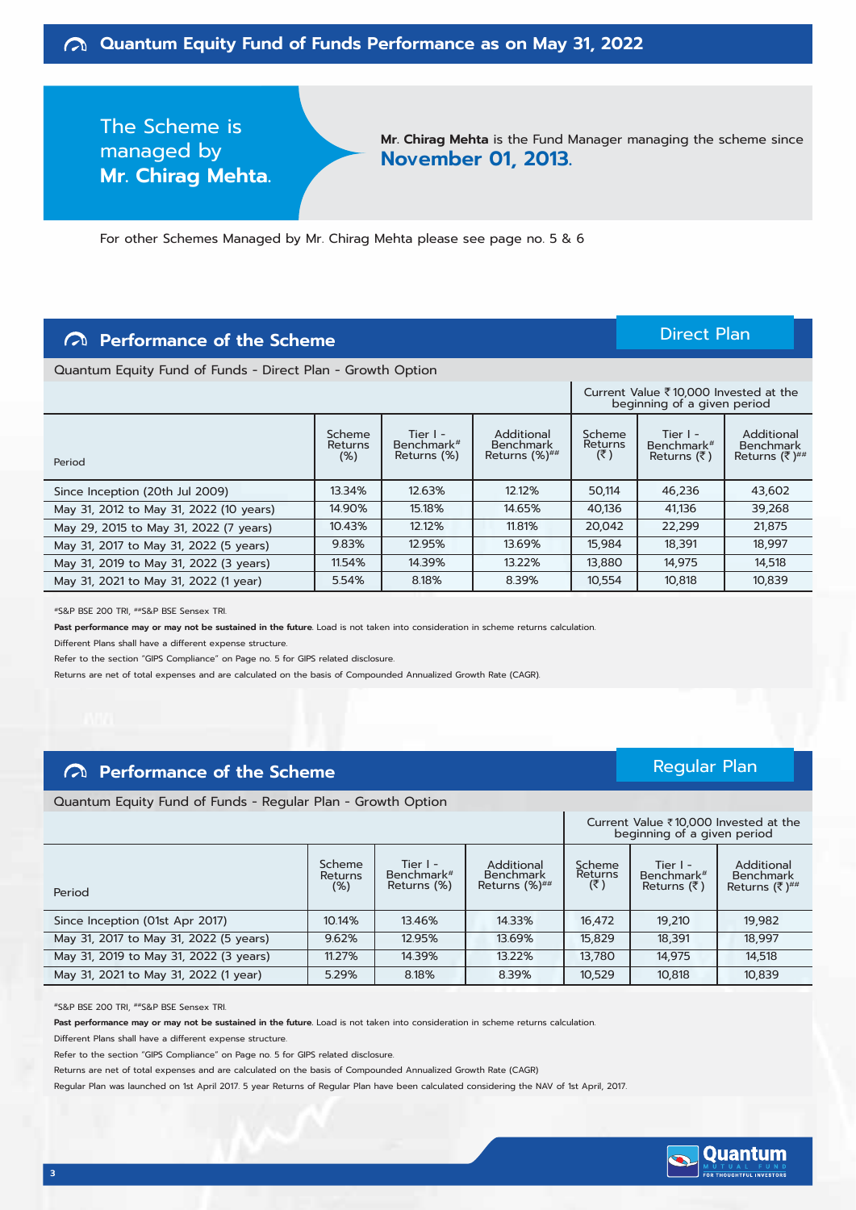# Quantum Equity Fund of Funds Performance as on May 31, 2022

The Scheme is managed by **Mr. Chirag Mehta.**

**Mr. Chirag Mehta** is the Fund Manager managing the scheme since **November 01, 2013**.

For other Schemes Managed by Mr. Chirag Mehta please see page no. 5 & 6

## Performance of the Scheme — Direct Plan

Quantum Equity Fund of Funds - Direct Plan - Growth Option

| | | | | Current Value ₹ 10,000 Invested at the beginning of a given period | | |
|---|---|---|---|---|---|---|
| Period | Scheme Returns (%) | Tier I - Benchmark# Returns (%) | Additional Benchmark Returns (%)## | Scheme Returns (₹) | Tier I - Benchmark# Returns (₹) | Additional Benchmark Returns (₹)## |
| Since Inception (20th Jul 2009) | 13.34% | 12.63% | 12.12% | 50,114 | 46,236 | 43,602 |
| May 31, 2012 to May 31, 2022 (10 years) | 14.90% | 15.18% | 14.65% | 40,136 | 41,136 | 39,268 |
| May 29, 2015 to May 31, 2022 (7 years) | 10.43% | 12.12% | 11.81% | 20,042 | 22,299 | 21,875 |
| May 31, 2017 to May 31, 2022 (5 years) | 9.83% | 12.95% | 13.69% | 15,984 | 18,391 | 18,997 |
| May 31, 2019 to May 31, 2022 (3 years) | 11.54% | 14.39% | 13.22% | 13,880 | 14,975 | 14,518 |
| May 31, 2021 to May 31, 2022 (1 year) | 5.54% | 8.18% | 8.39% | 10,554 | 10,818 | 10,839 |

#S&P BSE 200 TRI, ##S&P BSE Sensex TRI.

**Past performance may or may not be sustained in the future**. Load is not taken into consideration in scheme returns calculation.

Different Plans shall have a different expense structure.

Refer to the section "GIPS Compliance" on Page no. 5 for GIPS related disclosure.

Returns are net of total expenses and are calculated on the basis of Compounded Annualized Growth Rate (CAGR).

## Performance of the Scheme — Regular Plan

Quantum Equity Fund of Funds - Regular Plan - Growth Option

| | | | | Current Value ₹ 10,000 Invested at the beginning of a given period | | |
|---|---|---|---|---|---|---|
| Period | Scheme Returns (%) | Tier I - Benchmark# Returns (%) | Additional Benchmark Returns (%)## | Scheme Returns (₹) | Tier I - Benchmark# Returns (₹) | Additional Benchmark Returns (₹)## |
| Since Inception (01st Apr 2017) | 10.14% | 13.46% | 14.33% | 16,472 | 19,210 | 19,982 |
| May 31, 2017 to May 31, 2022 (5 years) | 9.62% | 12.95% | 13.69% | 15,829 | 18,391 | 18,997 |
| May 31, 2019 to May 31, 2022 (3 years) | 11.27% | 14.39% | 13.22% | 13,780 | 14,975 | 14,518 |
| May 31, 2021 to May 31, 2022 (1 year) | 5.29% | 8.18% | 8.39% | 10,529 | 10,818 | 10,839 |

#S&P BSE 200 TRI, ##S&P BSE Sensex TRI.

**Past performance may or may not be sustained in the future**. Load is not taken into consideration in scheme returns calculation.

Different Plans shall have a different expense structure.

Refer to the section "GIPS Compliance" on Page no. 5 for GIPS related disclosure.

Returns are net of total expenses and are calculated on the basis of Compounded Annualized Growth Rate (CAGR)

Regular Plan was launched on 1st April 2017. 5 year Returns of Regular Plan have been calculated considering the NAV of 1st April, 2017.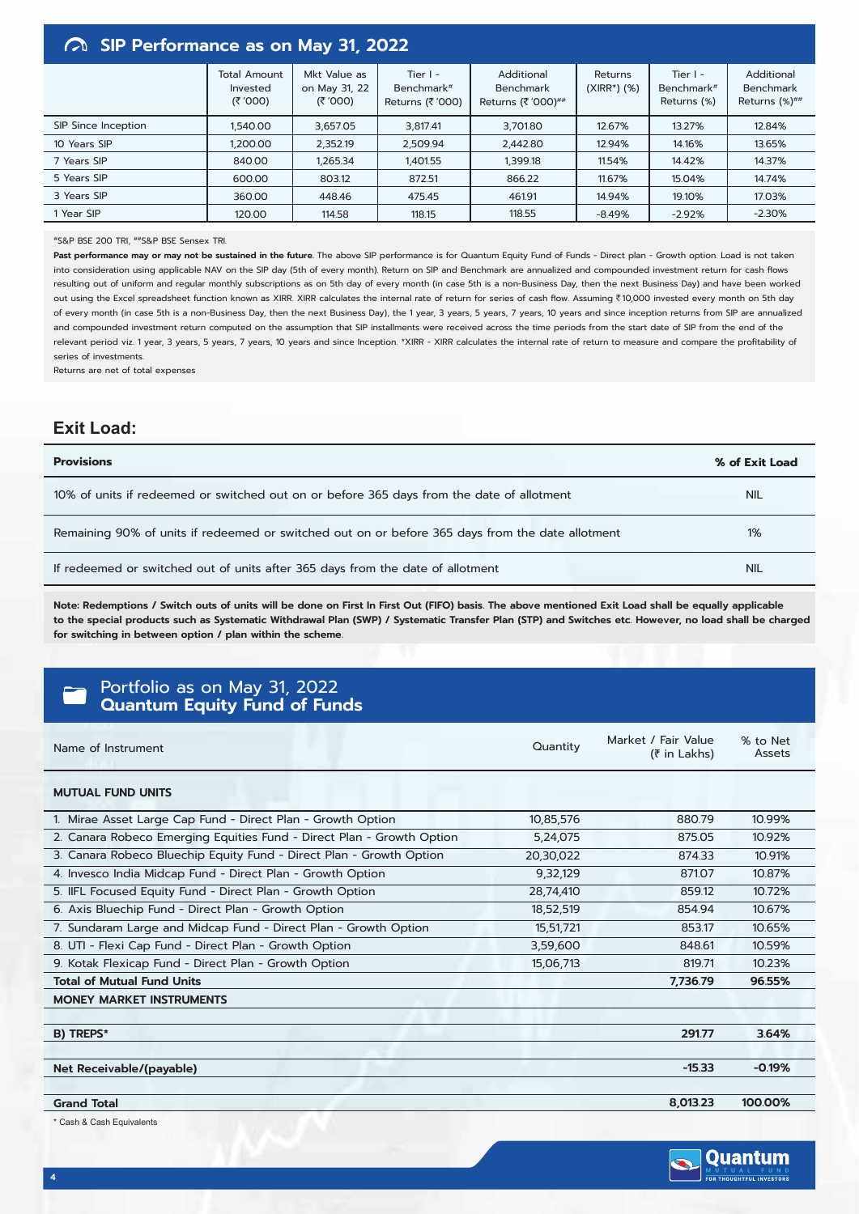## SIP Performance as on May 31, 2022

|  | Total Amount Invested (₹ '000) | Mkt Value as on May 31, 22 (₹ '000) | Tier I - Benchmark# Returns (₹ '000) | Additional Benchmark Returns (₹ '000)## | Returns (XIRR*) (%) | Tier I - Benchmark# Returns (%) | Additional Benchmark Returns (%)## |
|---|---|---|---|---|---|---|---|
| SIP Since Inception | 1,540.00 | 3,657.05 | 3,817.41 | 3,701.80 | 12.67% | 13.27% | 12.84% |
| 10 Years SIP | 1,200.00 | 2,352.19 | 2,509.94 | 2,442.80 | 12.94% | 14.16% | 13.65% |
| 7 Years SIP | 840.00 | 1,265.34 | 1,401.55 | 1,399.18 | 11.54% | 14.42% | 14.37% |
| 5 Years SIP | 600.00 | 803.12 | 872.51 | 866.22 | 11.67% | 15.04% | 14.74% |
| 3 Years SIP | 360.00 | 448.46 | 475.45 | 461.91 | 14.94% | 19.10% | 17.03% |
| 1 Year SIP | 120.00 | 114.58 | 118.15 | 118.55 | -8.49% | -2.92% | -2.30% |

#S&P BSE 200 TRI, ##S&P BSE Sensex TRI.

**Past performance may or may not be sustained in the future**. The above SIP performance is for Quantum Equity Fund of Funds - Direct plan - Growth option. Load is not taken into consideration using applicable NAV on the SIP day (5th of every month). Return on SIP and Benchmark are annualized and compounded investment return for cash flows resulting out of uniform and regular monthly subscriptions as on 5th day of every month (in case 5th is a non-Business Day, then the next Business Day) and have been worked out using the Excel spreadsheet function known as XIRR. XIRR calculates the internal rate of return for series of cash flow. Assuming ₹10,000 invested every month on 5th day of every month (in case 5th is a non-Business Day, then the next Business Day), the 1 year, 3 years, 5 years, 7 years, 10 years and since inception returns from SIP are annualized and compounded investment return computed on the assumption that SIP installments were received across the time periods from the start date of SIP from the end of the relevant period viz. 1 year, 3 years, 5 years, 7 years, 10 years and since Inception. *XIRR - XIRR calculates the internal rate of return to measure and compare the profitability of series of investments.

Returns are net of total expenses

## Exit Load:

| Provisions | % of Exit Load |
|---|---|
| 10% of units if redeemed or switched out on or before 365 days from the date of allotment | NIL |
| Remaining 90% of units if redeemed or switched out on or before 365 days from the date allotment | 1% |
| If redeemed or switched out of units after 365 days from the date of allotment | NIL |

**Note: Redemptions / Switch outs of units will be done on First In First Out (FIFO) basis. The above mentioned Exit Load shall be equally applicable to the special products such as Systematic Withdrawal Plan (SWP) / Systematic Transfer Plan (STP) and Switches etc. However, no load shall be charged for switching in between option / plan within the scheme.**

## Portfolio as on May 31, 2022
## Quantum Equity Fund of Funds

| Name of Instrument | Quantity | Market / Fair Value (₹ in Lakhs) | % to Net Assets |
|---|---|---|---|
| **MUTUAL FUND UNITS** | | | |
| 1. Mirae Asset Large Cap Fund - Direct Plan - Growth Option | 10,85,576 | 880.79 | 10.99% |
| 2. Canara Robeco Emerging Equities Fund - Direct Plan - Growth Option | 5,24,075 | 875.05 | 10.92% |
| 3. Canara Robeco Bluechip Equity Fund - Direct Plan - Growth Option | 20,30,022 | 874.33 | 10.91% |
| 4. Invesco India Midcap Fund - Direct Plan - Growth Option | 9,32,129 | 871.07 | 10.87% |
| 5. IIFL Focused Equity Fund - Direct Plan - Growth Option | 28,74,410 | 859.12 | 10.72% |
| 6. Axis Bluechip Fund - Direct Plan - Growth Option | 18,52,519 | 854.94 | 10.67% |
| 7. Sundaram Large and Midcap Fund - Direct Plan - Growth Option | 15,51,721 | 853.17 | 10.65% |
| 8. UTI - Flexi Cap Fund - Direct Plan - Growth Option | 3,59,600 | 848.61 | 10.59% |
| 9. Kotak Flexicap Fund - Direct Plan - Growth Option | 15,06,713 | 819.71 | 10.23% |
| **Total of Mutual Fund Units** | | **7,736.79** | **96.55%** |
| **MONEY MARKET INSTRUMENTS** | | | |
| **B) TREPS*** | | **291.77** | **3.64%** |
| **Net Receivable/(payable)** | | **-15.33** | **-0.19%** |
| **Grand Total** | | **8,013.23** | **100.00%** |

* Cash & Cash Equivalents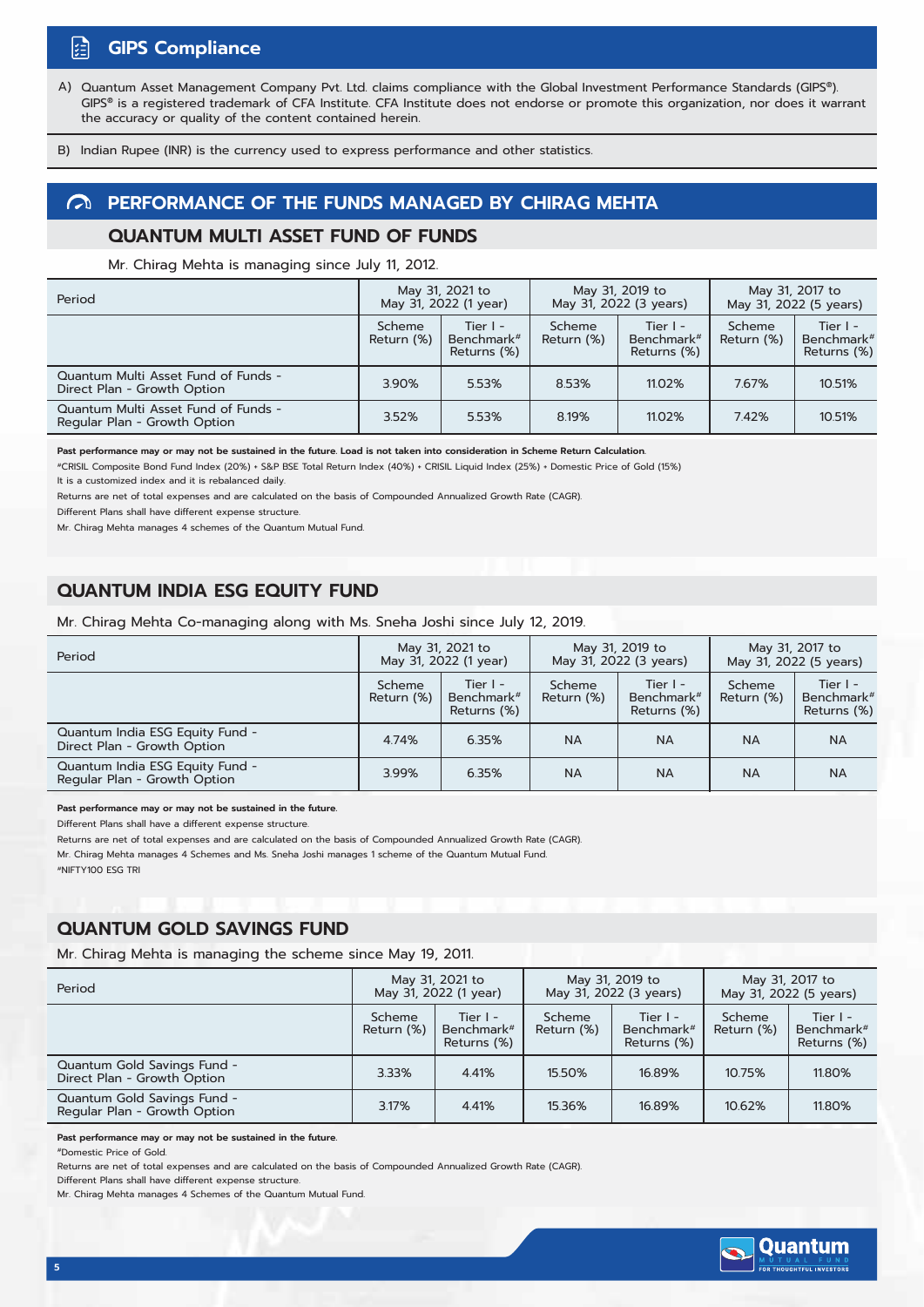## GIPS Compliance

A) Quantum Asset Management Company Pvt. Ltd. claims compliance with the Global Investment Performance Standards (GIPS®). GIPS® is a registered trademark of CFA Institute. CFA Institute does not endorse or promote this organization, nor does it warrant the accuracy or quality of the content contained herein.

B) Indian Rupee (INR) is the currency used to express performance and other statistics.

## PERFORMANCE OF THE FUNDS MANAGED BY CHIRAG MEHTA

### QUANTUM MULTI ASSET FUND OF FUNDS

Mr. Chirag Mehta is managing since July 11, 2012.

| Period | May 31, 2021 to May 31, 2022 (1 year) | | May 31, 2019 to May 31, 2022 (3 years) | | May 31, 2017 to May 31, 2022 (5 years) | |
|---|---|---|---|---|---|---|
| | Scheme Return (%) | Tier I - Benchmark# Returns (%) | Scheme Return (%) | Tier I - Benchmark# Returns (%) | Scheme Return (%) | Tier I - Benchmark# Returns (%) |
| Quantum Multi Asset Fund of Funds - Direct Plan - Growth Option | 3.90% | 5.53% | 8.53% | 11.02% | 7.67% | 10.51% |
| Quantum Multi Asset Fund of Funds - Regular Plan - Growth Option | 3.52% | 5.53% | 8.19% | 11.02% | 7.42% | 10.51% |

**Past performance may or may not be sustained in the future. Load is not taken into consideration in Scheme Return Calculation.**

#CRISIL Composite Bond Fund Index (20%) + S&P BSE Total Return Index (40%) + CRISIL Liquid Index (25%) + Domestic Price of Gold (15%)

It is a customized index and it is rebalanced daily.

Returns are net of total expenses and are calculated on the basis of Compounded Annualized Growth Rate (CAGR).

Different Plans shall have different expense structure.

Mr. Chirag Mehta manages 4 schemes of the Quantum Mutual Fund.

### QUANTUM INDIA ESG EQUITY FUND

Mr. Chirag Mehta Co-managing along with Ms. Sneha Joshi since July 12, 2019.

| Period | May 31, 2021 to May 31, 2022 (1 year) | | May 31, 2019 to May 31, 2022 (3 years) | | May 31, 2017 to May 31, 2022 (5 years) | |
|---|---|---|---|---|---|---|
| | Scheme Return (%) | Tier I - Benchmark# Returns (%) | Scheme Return (%) | Tier I - Benchmark# Returns (%) | Scheme Return (%) | Tier I - Benchmark# Returns (%) |
| Quantum India ESG Equity Fund - Direct Plan - Growth Option | 4.74% | 6.35% | NA | NA | NA | NA |
| Quantum India ESG Equity Fund - Regular Plan - Growth Option | 3.99% | 6.35% | NA | NA | NA | NA |

**Past performance may or may not be sustained in the future.**

Different Plans shall have a different expense structure.

Returns are net of total expenses and are calculated on the basis of Compounded Annualized Growth Rate (CAGR).

Mr. Chirag Mehta manages 4 Schemes and Ms. Sneha Joshi manages 1 scheme of the Quantum Mutual Fund.

#NIFTY100 ESG TRI

### QUANTUM GOLD SAVINGS FUND

Mr. Chirag Mehta is managing the scheme since May 19, 2011.

| Period | May 31, 2021 to May 31, 2022 (1 year) | | May 31, 2019 to May 31, 2022 (3 years) | | May 31, 2017 to May 31, 2022 (5 years) | |
|---|---|---|---|---|---|---|
| | Scheme Return (%) | Tier I - Benchmark# Returns (%) | Scheme Return (%) | Tier I - Benchmark# Returns (%) | Scheme Return (%) | Tier I - Benchmark# Returns (%) |
| Quantum Gold Savings Fund - Direct Plan - Growth Option | 3.33% | 4.41% | 15.50% | 16.89% | 10.75% | 11.80% |
| Quantum Gold Savings Fund - Regular Plan - Growth Option | 3.17% | 4.41% | 15.36% | 16.89% | 10.62% | 11.80% |

**Past performance may or may not be sustained in the future.**

#Domestic Price of Gold.

Returns are net of total expenses and are calculated on the basis of Compounded Annualized Growth Rate (CAGR).

Different Plans shall have different expense structure.

Mr. Chirag Mehta manages 4 Schemes of the Quantum Mutual Fund.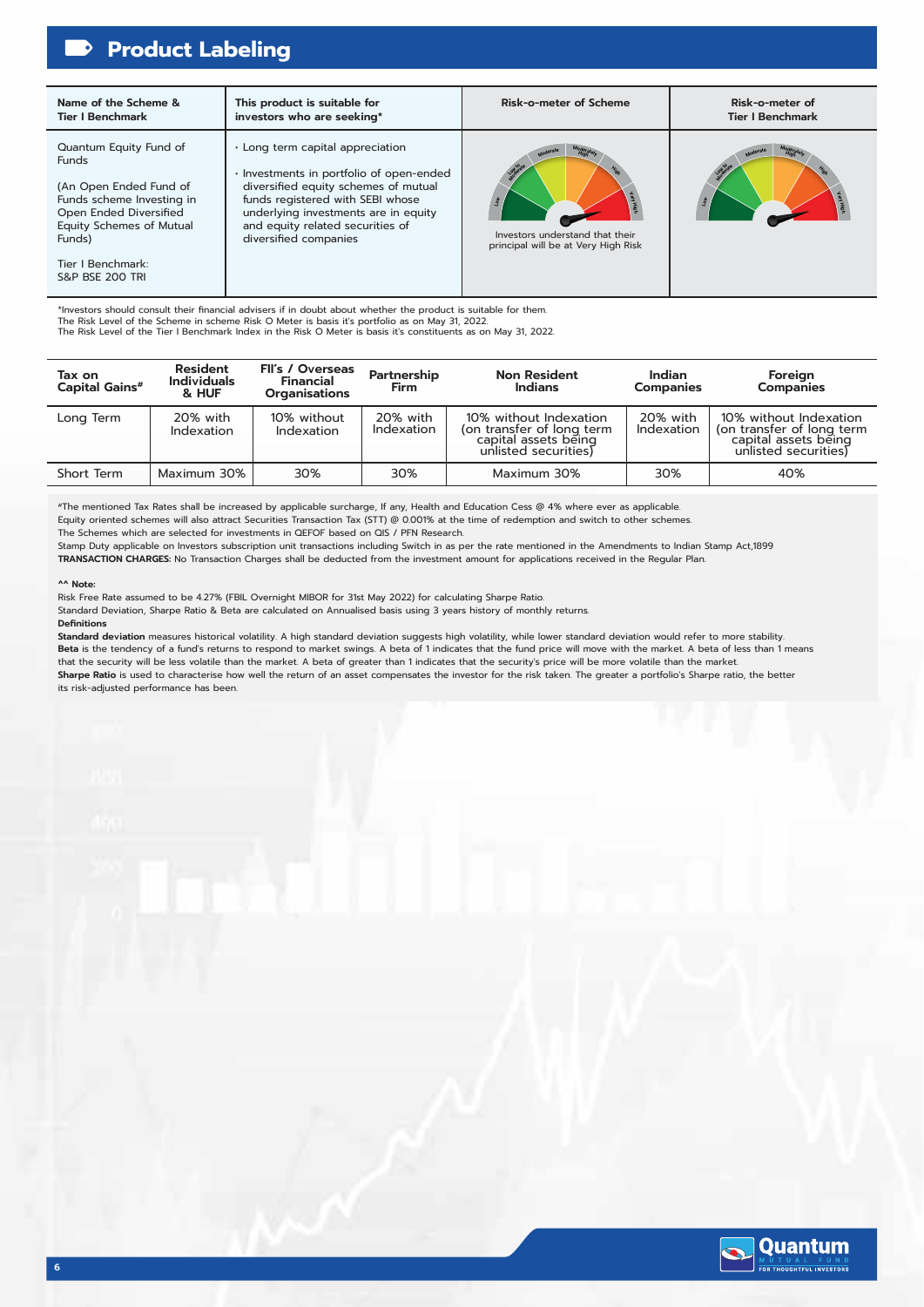# Product Labeling

| Name of the Scheme & Tier I Benchmark | This product is suitable for investors who are seeking* | Risk-o-meter of Scheme | Risk-o-meter of Tier I Benchmark |
|---|---|---|---|
| Quantum Equity Fund of Funds<br><br>(An Open Ended Fund of Funds scheme Investing in Open Ended Diversified Equity Schemes of Mutual Funds)<br><br>Tier I Benchmark: S&P BSE 200 TRI | • Long term capital appreciation<br>• Investments in portfolio of open-ended diversified equity schemes of mutual funds registered with SEBI whose underlying investments are in equity and equity related securities of diversified companies | Low, Low to Moderate, Moderate, Moderately High, High, Very High<br>Investors understand that their principal will be at Very High Risk | Low, Low to Moderate, Moderate, Moderately High, High, Very High |

*Investors should consult their financial advisers if in doubt about whether the product is suitable for them.
The Risk Level of the Scheme in scheme Risk O Meter is basis it's portfolio as on May 31, 2022.
The Risk Level of the Tier I Benchmark Index in the Risk O Meter is basis it's constituents as on May 31, 2022.

| Tax on Capital Gains# | Resident Individuals & HUF | FII's / Overseas Financial Organisations | Partnership Firm | Non Resident Indians | Indian Companies | Foreign Companies |
|---|---|---|---|---|---|---|
| Long Term | 20% with Indexation | 10% without Indexation | 20% with Indexation | 10% without Indexation (on transfer of long term capital assets being unlisted securities) | 20% with Indexation | 10% without Indexation (on transfer of long term capital assets being unlisted securities) |
| Short Term | Maximum 30% | 30% | 30% | Maximum 30% | 30% | 40% |

#The mentioned Tax Rates shall be increased by applicable surcharge, If any, Health and Education Cess @ 4% where ever as applicable.
Equity oriented schemes will also attract Securities Transaction Tax (STT) @ 0.001% at the time of redemption and switch to other schemes.
The Schemes which are selected for investments in QEFOF based on QIS / PFN Research.
Stamp Duty applicable on Investors subscription unit transactions including Switch in as per the rate mentioned in the Amendments to Indian Stamp Act,1899
**TRANSACTION CHARGES:** No Transaction Charges shall be deducted from the investment amount for applications received in the Regular Plan.

**^^ Note:**
Risk Free Rate assumed to be 4.27% (FBIL Overnight MIBOR for 31st May 2022) for calculating Sharpe Ratio.
Standard Deviation, Sharpe Ratio & Beta are calculated on Annualised basis using 3 years history of monthly returns.
**Definitions**
**Standard deviation** measures historical volatility. A high standard deviation suggests high volatility, while lower standard deviation would refer to more stability.
**Beta** is the tendency of a fund's returns to respond to market swings. A beta of 1 indicates that the fund price will move with the market. A beta of less than 1 means that the security will be less volatile than the market. A beta of greater than 1 indicates that the security's price will be more volatile than the market.
**Sharpe Ratio** is used to characterise how well the return of an asset compensates the investor for the risk taken. The greater a portfolio's Sharpe ratio, the better its risk-adjusted performance has been.